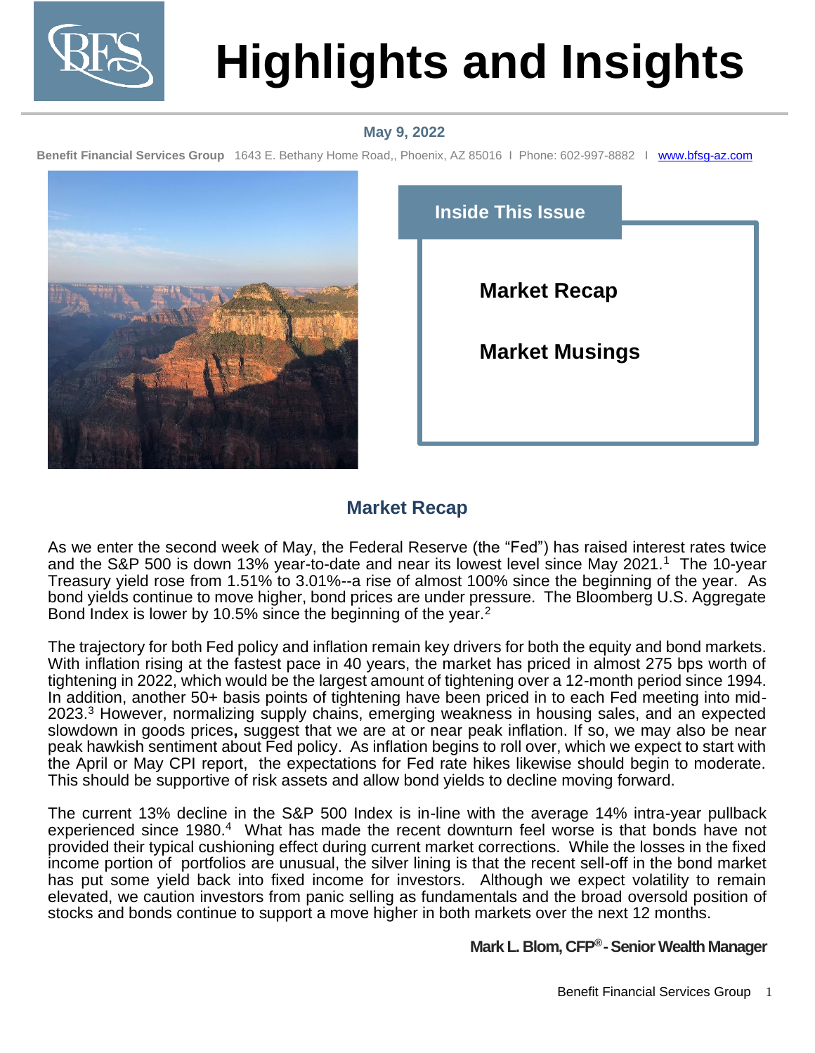# Highlights and Insights

**May 9, 2022**

**Benefit Financial Services Group** 1643 E. Bethany Home Road,, Phoenix, AZ 85016 I Phone: 602-997-8882 I www.bfsg-az.com

**Inside This Issue**

**Market Recap**

**Market Musings**

## Market Recap

As we enter the second week of May, the Federal Reserve (the "Fed") has raised interest rates twice and the S&P 500 is down 13% year-to-date and near its lowest level since May 2021.[1] The 10-year Treasury yield rose from 1.51% to 3.01%--a rise of almost 100% since the beginning of the year. As bond yields continue to move higher, bond prices are under pressure. The Bloomberg U.S. Aggregate Bond Index is lower by 10.5% since the beginning of the year.[2]

The trajectory for both Fed policy and inflation remain key drivers for both the equity and bond markets. With inflation rising at the fastest pace in 40 years, the market has priced in almost 275 bps worth of tightening in 2022, which would be the largest amount of tightening over a 12-month period since 1994. In addition, another 50+ basis points of tightening have been priced in to each Fed meeting into mid-2023.[3] However, normalizing supply chains, emerging weakness in housing sales, and an expected slowdown in goods prices**,** suggest that we are at or near peak inflation. If so, we may also be near peak hawkish sentiment about Fed policy. As inflation begins to roll over, which we expect to start with the April or May CPI report, the expectations for Fed rate hikes likewise should begin to moderate. This should be supportive of risk assets and allow bond yields to decline moving forward.

The current 13% decline in the S&P 500 Index is in-line with the average 14% intra-year pullback experienced since 1980.[4] What has made the recent downturn feel worse is that bonds have not provided their typical cushioning effect during current market corrections. While the losses in the fixed income portion of portfolios are unusual, the silver lining is that the recent sell-off in the bond market has put some yield back into fixed income for investors. Although we expect volatility to remain elevated, we caution investors from panic selling as fundamentals and the broad oversold position of stocks and bonds continue to support a move higher in both markets over the next 12 months.

**Mark L. Blom, CFP® - Senior Wealth Manager**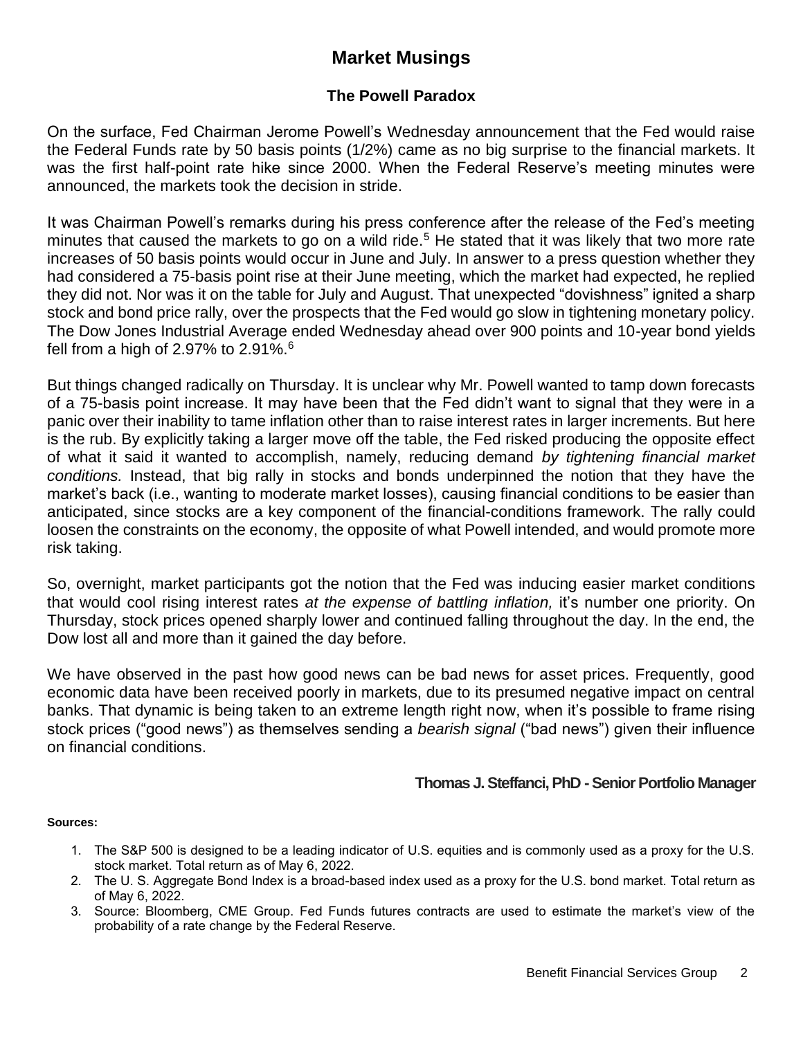# Market Musings

## The Powell Paradox

On the surface, Fed Chairman Jerome Powell's Wednesday announcement that the Fed would raise the Federal Funds rate by 50 basis points (1/2%) came as no big surprise to the financial markets. It was the first half-point rate hike since 2000. When the Federal Reserve's meeting minutes were announced, the markets took the decision in stride.

It was Chairman Powell's remarks during his press conference after the release of the Fed's meeting minutes that caused the markets to go on a wild ride.[5] He stated that it was likely that two more rate increases of 50 basis points would occur in June and July. In answer to a press question whether they had considered a 75-basis point rise at their June meeting, which the market had expected, he replied they did not. Nor was it on the table for July and August. That unexpected "dovishness" ignited a sharp stock and bond price rally, over the prospects that the Fed would go slow in tightening monetary policy. The Dow Jones Industrial Average ended Wednesday ahead over 900 points and 10-year bond yields fell from a high of 2.97% to 2.91%.[6]

But things changed radically on Thursday. It is unclear why Mr. Powell wanted to tamp down forecasts of a 75-basis point increase. It may have been that the Fed didn't want to signal that they were in a panic over their inability to tame inflation other than to raise interest rates in larger increments. But here is the rub. By explicitly taking a larger move off the table, the Fed risked producing the opposite effect of what it said it wanted to accomplish, namely, reducing demand *by tightening financial market conditions.* Instead, that big rally in stocks and bonds underpinned the notion that they have the market's back (i.e., wanting to moderate market losses), causing financial conditions to be easier than anticipated, since stocks are a key component of the financial-conditions framework. The rally could loosen the constraints on the economy, the opposite of what Powell intended, and would promote more risk taking.

So, overnight, market participants got the notion that the Fed was inducing easier market conditions that would cool rising interest rates *at the expense of battling inflation,* it's number one priority. On Thursday, stock prices opened sharply lower and continued falling throughout the day. In the end, the Dow lost all and more than it gained the day before.

We have observed in the past how good news can be bad news for asset prices. Frequently, good economic data have been received poorly in markets, due to its presumed negative impact on central banks. That dynamic is being taken to an extreme length right now, when it's possible to frame rising stock prices ("good news") as themselves sending a *bearish signal* ("bad news") given their influence on financial conditions.

**Thomas J. Steffanci, PhD - Senior Portfolio Manager**

**Sources:**

1. The S&P 500 is designed to be a leading indicator of U.S. equities and is commonly used as a proxy for the U.S. stock market. Total return as of May 6, 2022.
2. The U. S. Aggregate Bond Index is a broad-based index used as a proxy for the U.S. bond market. Total return as of May 6, 2022.
3. Source: Bloomberg, CME Group. Fed Funds futures contracts are used to estimate the market's view of the probability of a rate change by the Federal Reserve.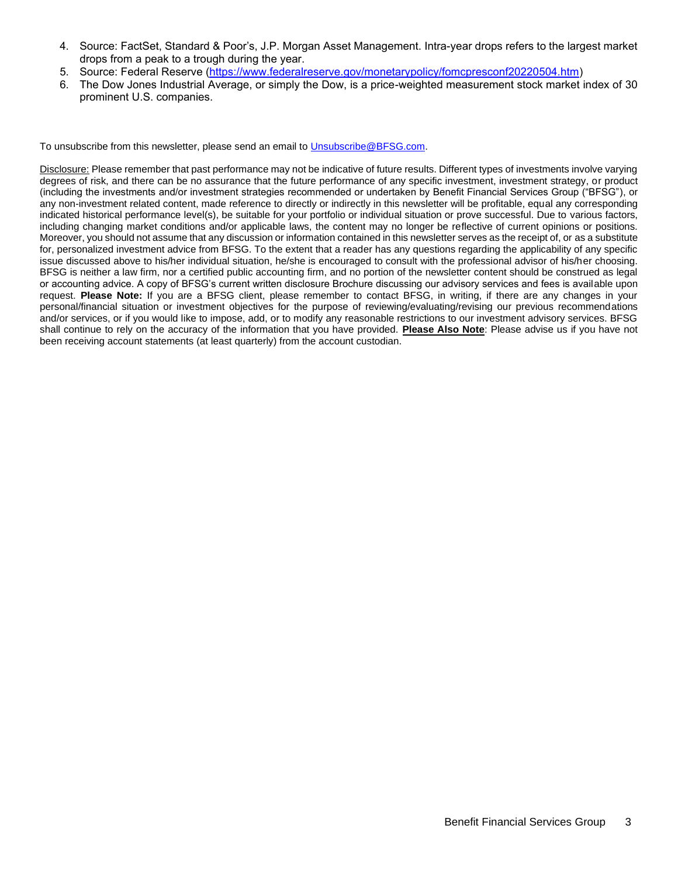4. Source: FactSet, Standard & Poor's, J.P. Morgan Asset Management. Intra-year drops refers to the largest market drops from a peak to a trough during the year.
5. Source: Federal Reserve (https://www.federalreserve.gov/monetarypolicy/fomcpresconf20220504.htm)
6. The Dow Jones Industrial Average, or simply the Dow, is a price-weighted measurement stock market index of 30 prominent U.S. companies.

To unsubscribe from this newsletter, please send an email to Unsubscribe@BFSG.com.

Disclosure: Please remember that past performance may not be indicative of future results. Different types of investments involve varying degrees of risk, and there can be no assurance that the future performance of any specific investment, investment strategy, or product (including the investments and/or investment strategies recommended or undertaken by Benefit Financial Services Group ("BFSG"), or any non-investment related content, made reference to directly or indirectly in this newsletter will be profitable, equal any corresponding indicated historical performance level(s), be suitable for your portfolio or individual situation or prove successful. Due to various factors, including changing market conditions and/or applicable laws, the content may no longer be reflective of current opinions or positions. Moreover, you should not assume that any discussion or information contained in this newsletter serves as the receipt of, or as a substitute for, personalized investment advice from BFSG. To the extent that a reader has any questions regarding the applicability of any specific issue discussed above to his/her individual situation, he/she is encouraged to consult with the professional advisor of his/her choosing. BFSG is neither a law firm, nor a certified public accounting firm, and no portion of the newsletter content should be construed as legal or accounting advice. A copy of BFSG's current written disclosure Brochure discussing our advisory services and fees is available upon request. **Please Note:** If you are a BFSG client, please remember to contact BFSG, in writing, if there are any changes in your personal/financial situation or investment objectives for the purpose of reviewing/evaluating/revising our previous recommendations and/or services, or if you would like to impose, add, or to modify any reasonable restrictions to our investment advisory services. BFSG shall continue to rely on the accuracy of the information that you have provided. **Please Also Note**: Please advise us if you have not been receiving account statements (at least quarterly) from the account custodian.